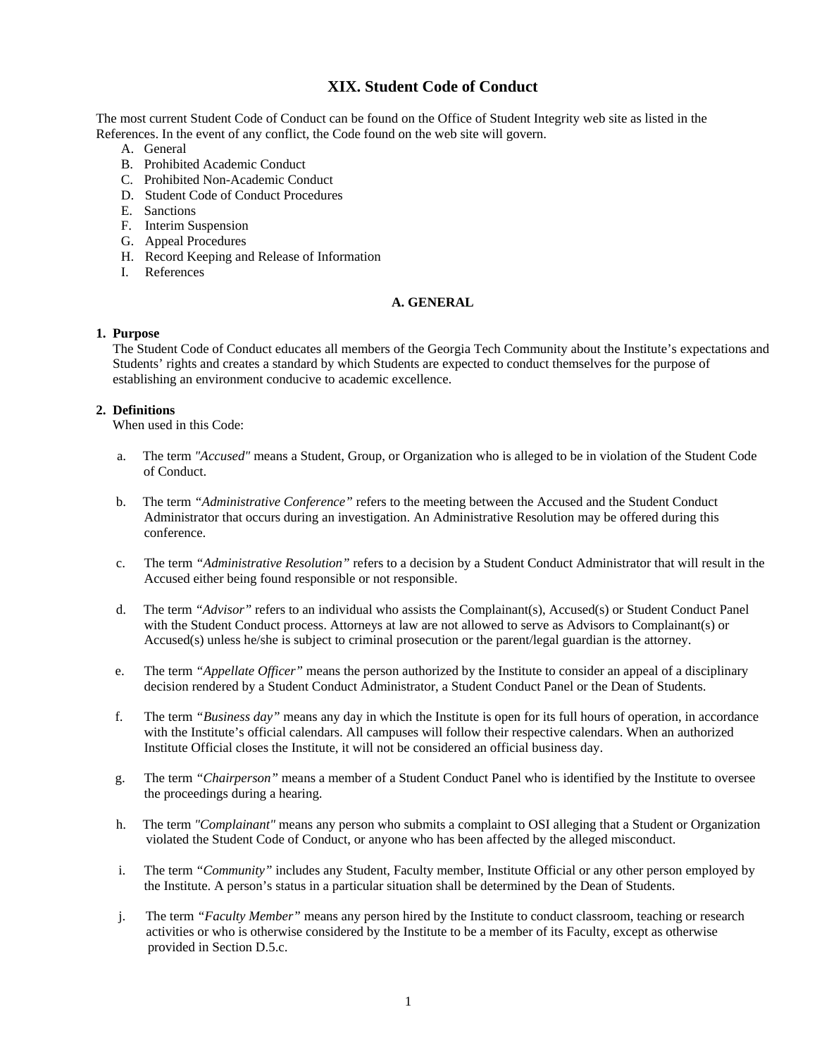# XIX. Student Code of Conduct

The most current Student Code of Conduct can be found on the Office of Student Integrity web site as listed in the References. In the event of any conflict, the Code found on the web site will govern.

A. General
B. Prohibited Academic Conduct
C. Prohibited Non-Academic Conduct
D. Student Code of Conduct Procedures
E. Sanctions
F. Interim Suspension
G. Appeal Procedures
H. Record Keeping and Release of Information
I. References

## A. GENERAL

**1. Purpose**

The Student Code of Conduct educates all members of the Georgia Tech Community about the Institute's expectations and Students' rights and creates a standard by which Students are expected to conduct themselves for the purpose of establishing an environment conducive to academic excellence.

**2. Definitions**

When used in this Code:

a. The term *"Accused"* means a Student, Group, or Organization who is alleged to be in violation of the Student Code of Conduct.

b. The term *"Administrative Conference"* refers to the meeting between the Accused and the Student Conduct Administrator that occurs during an investigation. An Administrative Resolution may be offered during this conference.

c. The term *"Administrative Resolution"* refers to a decision by a Student Conduct Administrator that will result in the Accused either being found responsible or not responsible.

d. The term *"Advisor"* refers to an individual who assists the Complainant(s), Accused(s) or Student Conduct Panel with the Student Conduct process. Attorneys at law are not allowed to serve as Advisors to Complainant(s) or Accused(s) unless he/she is subject to criminal prosecution or the parent/legal guardian is the attorney.

e. The term *"Appellate Officer"* means the person authorized by the Institute to consider an appeal of a disciplinary decision rendered by a Student Conduct Administrator, a Student Conduct Panel or the Dean of Students.

f. The term *"Business day"* means any day in which the Institute is open for its full hours of operation, in accordance with the Institute's official calendars. All campuses will follow their respective calendars. When an authorized Institute Official closes the Institute, it will not be considered an official business day.

g. The term *"Chairperson"* means a member of a Student Conduct Panel who is identified by the Institute to oversee the proceedings during a hearing.

h. The term *"Complainant"* means any person who submits a complaint to OSI alleging that a Student or Organization violated the Student Code of Conduct, or anyone who has been affected by the alleged misconduct.

i. The term *"Community"* includes any Student, Faculty member, Institute Official or any other person employed by the Institute. A person's status in a particular situation shall be determined by the Dean of Students.

j. The term *"Faculty Member"* means any person hired by the Institute to conduct classroom, teaching or research activities or who is otherwise considered by the Institute to be a member of its Faculty, except as otherwise provided in Section D.5.c.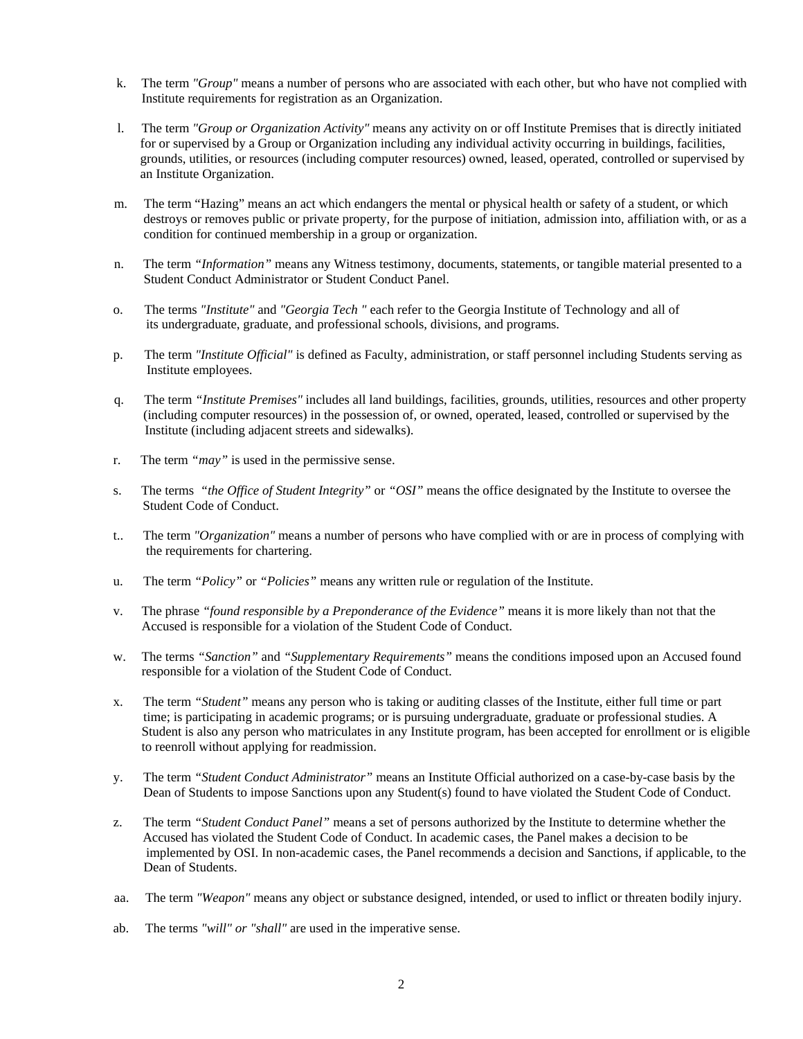k. The term *"Group"* means a number of persons who are associated with each other, but who have not complied with Institute requirements for registration as an Organization.

l. The term *"Group or Organization Activity"* means any activity on or off Institute Premises that is directly initiated for or supervised by a Group or Organization including any individual activity occurring in buildings, facilities, grounds, utilities, or resources (including computer resources) owned, leased, operated, controlled or supervised by an Institute Organization.

m. The term "Hazing" means an act which endangers the mental or physical health or safety of a student, or which destroys or removes public or private property, for the purpose of initiation, admission into, affiliation with, or as a condition for continued membership in a group or organization.

n. The term *"Information"* means any Witness testimony, documents, statements, or tangible material presented to a Student Conduct Administrator or Student Conduct Panel.

o. The terms *"Institute"* and *"Georgia Tech "* each refer to the Georgia Institute of Technology and all of its undergraduate, graduate, and professional schools, divisions, and programs.

p. The term *"Institute Official"* is defined as Faculty, administration, or staff personnel including Students serving as Institute employees.

q. The term *"Institute Premises"* includes all land buildings, facilities, grounds, utilities, resources and other property (including computer resources) in the possession of, or owned, operated, leased, controlled or supervised by the Institute (including adjacent streets and sidewalks).

r. The term *"may"* is used in the permissive sense.

s. The terms *"the Office of Student Integrity"* or *"OSI"* means the office designated by the Institute to oversee the Student Code of Conduct.

t.. The term *"Organization"* means a number of persons who have complied with or are in process of complying with the requirements for chartering.

u. The term *"Policy"* or *"Policies"* means any written rule or regulation of the Institute.

v. The phrase *"found responsible by a Preponderance of the Evidence"* means it is more likely than not that the Accused is responsible for a violation of the Student Code of Conduct.

w. The terms *"Sanction"* and *"Supplementary Requirements"* means the conditions imposed upon an Accused found responsible for a violation of the Student Code of Conduct.

x. The term *"Student"* means any person who is taking or auditing classes of the Institute, either full time or part time; is participating in academic programs; or is pursuing undergraduate, graduate or professional studies. A Student is also any person who matriculates in any Institute program, has been accepted for enrollment or is eligible to reenroll without applying for readmission.

y. The term *"Student Conduct Administrator"* means an Institute Official authorized on a case-by-case basis by the Dean of Students to impose Sanctions upon any Student(s) found to have violated the Student Code of Conduct.

z. The term *"Student Conduct Panel"* means a set of persons authorized by the Institute to determine whether the Accused has violated the Student Code of Conduct. In academic cases, the Panel makes a decision to be implemented by OSI. In non-academic cases, the Panel recommends a decision and Sanctions, if applicable, to the Dean of Students.

aa. The term *"Weapon"* means any object or substance designed, intended, or used to inflict or threaten bodily injury.

ab. The terms *"will" or "shall"* are used in the imperative sense.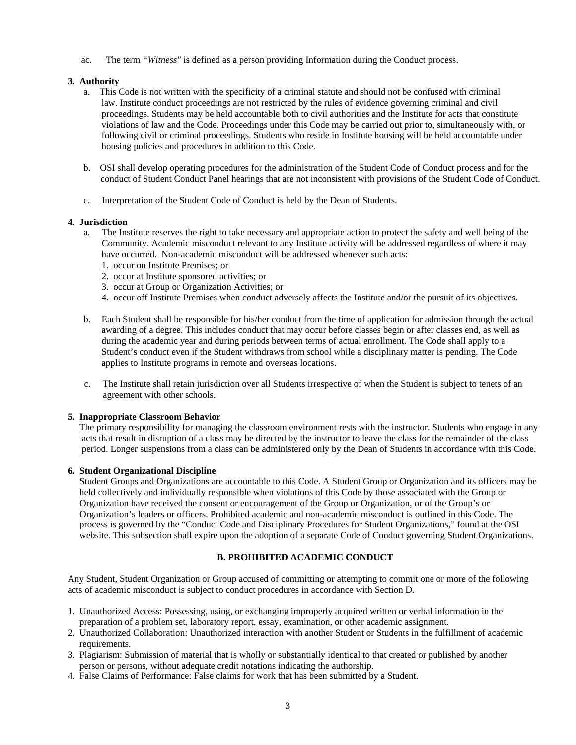ac. The term *"Witness"* is defined as a person providing Information during the Conduct process.

**3. Authority**

a. This Code is not written with the specificity of a criminal statute and should not be confused with criminal law. Institute conduct proceedings are not restricted by the rules of evidence governing criminal and civil proceedings. Students may be held accountable both to civil authorities and the Institute for acts that constitute violations of law and the Code. Proceedings under this Code may be carried out prior to, simultaneously with, or following civil or criminal proceedings. Students who reside in Institute housing will be held accountable under housing policies and procedures in addition to this Code.

b. OSI shall develop operating procedures for the administration of the Student Code of Conduct process and for the conduct of Student Conduct Panel hearings that are not inconsistent with provisions of the Student Code of Conduct.

c. Interpretation of the Student Code of Conduct is held by the Dean of Students.

**4. Jurisdiction**

a. The Institute reserves the right to take necessary and appropriate action to protect the safety and well being of the Community. Academic misconduct relevant to any Institute activity will be addressed regardless of where it may have occurred. Non-academic misconduct will be addressed whenever such acts:
   1. occur on Institute Premises; or
   2. occur at Institute sponsored activities; or
   3. occur at Group or Organization Activities; or
   4. occur off Institute Premises when conduct adversely affects the Institute and/or the pursuit of its objectives.

b. Each Student shall be responsible for his/her conduct from the time of application for admission through the actual awarding of a degree. This includes conduct that may occur before classes begin or after classes end, as well as during the academic year and during periods between terms of actual enrollment. The Code shall apply to a Student's conduct even if the Student withdraws from school while a disciplinary matter is pending. The Code applies to Institute programs in remote and overseas locations.

c. The Institute shall retain jurisdiction over all Students irrespective of when the Student is subject to tenets of an agreement with other schools.

**5. Inappropriate Classroom Behavior**

The primary responsibility for managing the classroom environment rests with the instructor. Students who engage in any acts that result in disruption of a class may be directed by the instructor to leave the class for the remainder of the class period. Longer suspensions from a class can be administered only by the Dean of Students in accordance with this Code.

**6. Student Organizational Discipline**

Student Groups and Organizations are accountable to this Code. A Student Group or Organization and its officers may be held collectively and individually responsible when violations of this Code by those associated with the Group or Organization have received the consent or encouragement of the Group or Organization, or of the Group's or Organization's leaders or officers. Prohibited academic and non-academic misconduct is outlined in this Code. The process is governed by the "Conduct Code and Disciplinary Procedures for Student Organizations," found at the OSI website. This subsection shall expire upon the adoption of a separate Code of Conduct governing Student Organizations.

## B. PROHIBITED ACADEMIC CONDUCT

Any Student, Student Organization or Group accused of committing or attempting to commit one or more of the following acts of academic misconduct is subject to conduct procedures in accordance with Section D.

1. Unauthorized Access: Possessing, using, or exchanging improperly acquired written or verbal information in the preparation of a problem set, laboratory report, essay, examination, or other academic assignment.
2. Unauthorized Collaboration: Unauthorized interaction with another Student or Students in the fulfillment of academic requirements.
3. Plagiarism: Submission of material that is wholly or substantially identical to that created or published by another person or persons, without adequate credit notations indicating the authorship.
4. False Claims of Performance: False claims for work that has been submitted by a Student.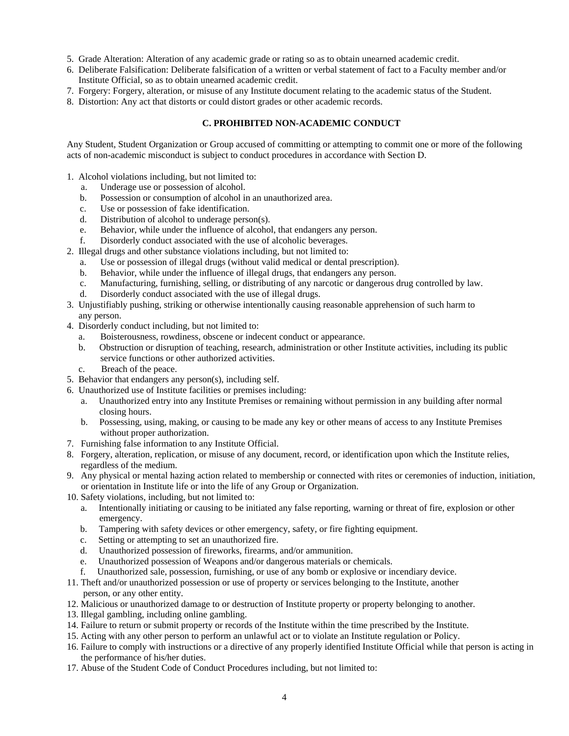5. Grade Alteration: Alteration of any academic grade or rating so as to obtain unearned academic credit.
6. Deliberate Falsification: Deliberate falsification of a written or verbal statement of fact to a Faculty member and/or Institute Official, so as to obtain unearned academic credit.
7. Forgery: Forgery, alteration, or misuse of any Institute document relating to the academic status of the Student.
8. Distortion: Any act that distorts or could distort grades or other academic records.

## C. PROHIBITED NON-ACADEMIC CONDUCT

Any Student, Student Organization or Group accused of committing or attempting to commit one or more of the following acts of non-academic misconduct is subject to conduct procedures in accordance with Section D.

1. Alcohol violations including, but not limited to:
   a. Underage use or possession of alcohol.
   b. Possession or consumption of alcohol in an unauthorized area.
   c. Use or possession of fake identification.
   d. Distribution of alcohol to underage person(s).
   e. Behavior, while under the influence of alcohol, that endangers any person.
   f. Disorderly conduct associated with the use of alcoholic beverages.
2. Illegal drugs and other substance violations including, but not limited to:
   a. Use or possession of illegal drugs (without valid medical or dental prescription).
   b. Behavior, while under the influence of illegal drugs, that endangers any person.
   c. Manufacturing, furnishing, selling, or distributing of any narcotic or dangerous drug controlled by law.
   d. Disorderly conduct associated with the use of illegal drugs.
3. Unjustifiably pushing, striking or otherwise intentionally causing reasonable apprehension of such harm to any person.
4. Disorderly conduct including, but not limited to:
   a. Boisterousness, rowdiness, obscene or indecent conduct or appearance.
   b. Obstruction or disruption of teaching, research, administration or other Institute activities, including its public service functions or other authorized activities.
   c. Breach of the peace.
5. Behavior that endangers any person(s), including self.
6. Unauthorized use of Institute facilities or premises including:
   a. Unauthorized entry into any Institute Premises or remaining without permission in any building after normal closing hours.
   b. Possessing, using, making, or causing to be made any key or other means of access to any Institute Premises without proper authorization.
7. Furnishing false information to any Institute Official.
8. Forgery, alteration, replication, or misuse of any document, record, or identification upon which the Institute relies, regardless of the medium.
9. Any physical or mental hazing action related to membership or connected with rites or ceremonies of induction, initiation, or orientation in Institute life or into the life of any Group or Organization.
10. Safety violations, including, but not limited to:
    a. Intentionally initiating or causing to be initiated any false reporting, warning or threat of fire, explosion or other emergency.
    b. Tampering with safety devices or other emergency, safety, or fire fighting equipment.
    c. Setting or attempting to set an unauthorized fire.
    d. Unauthorized possession of fireworks, firearms, and/or ammunition.
    e. Unauthorized possession of Weapons and/or dangerous materials or chemicals.
    f. Unauthorized sale, possession, furnishing, or use of any bomb or explosive or incendiary device.
11. Theft and/or unauthorized possession or use of property or services belonging to the Institute, another person, or any other entity.
12. Malicious or unauthorized damage to or destruction of Institute property or property belonging to another.
13. Illegal gambling, including online gambling.
14. Failure to return or submit property or records of the Institute within the time prescribed by the Institute.
15. Acting with any other person to perform an unlawful act or to violate an Institute regulation or Policy.
16. Failure to comply with instructions or a directive of any properly identified Institute Official while that person is acting in the performance of his/her duties.
17. Abuse of the Student Code of Conduct Procedures including, but not limited to: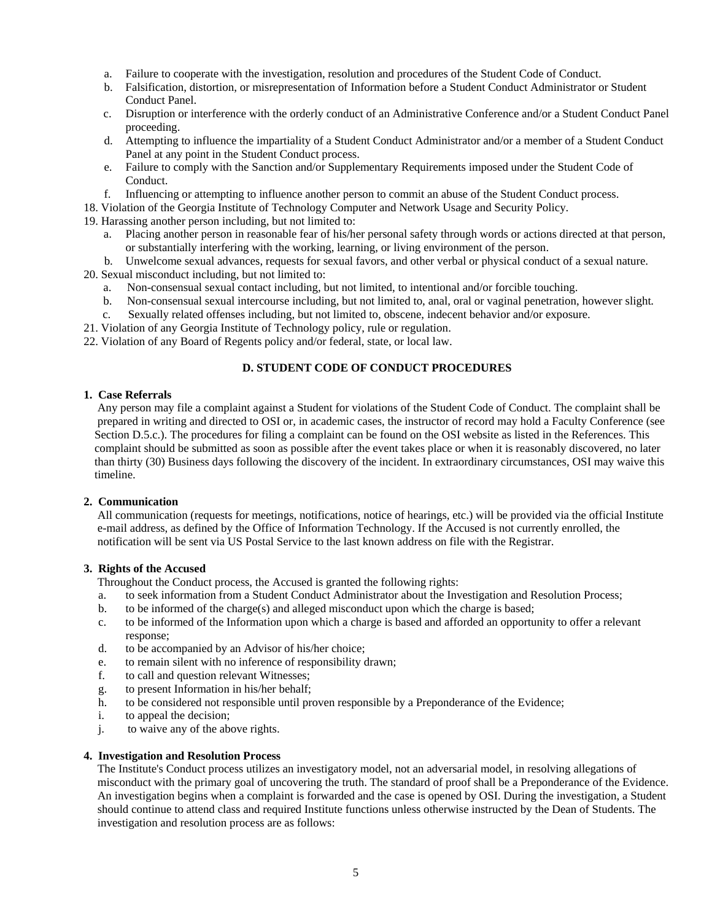a. Failure to cooperate with the investigation, resolution and procedures of the Student Code of Conduct.
   b. Falsification, distortion, or misrepresentation of Information before a Student Conduct Administrator or Student Conduct Panel.
   c. Disruption or interference with the orderly conduct of an Administrative Conference and/or a Student Conduct Panel proceeding.
   d. Attempting to influence the impartiality of a Student Conduct Administrator and/or a member of a Student Conduct Panel at any point in the Student Conduct process.
   e. Failure to comply with the Sanction and/or Supplementary Requirements imposed under the Student Code of Conduct.
   f. Influencing or attempting to influence another person to commit an abuse of the Student Conduct process.

18. Violation of the Georgia Institute of Technology Computer and Network Usage and Security Policy.
19. Harassing another person including, but not limited to:
    a. Placing another person in reasonable fear of his/her personal safety through words or actions directed at that person, or substantially interfering with the working, learning, or living environment of the person.
    b. Unwelcome sexual advances, requests for sexual favors, and other verbal or physical conduct of a sexual nature.
20. Sexual misconduct including, but not limited to:
    a. Non-consensual sexual contact including, but not limited, to intentional and/or forcible touching.
    b. Non-consensual sexual intercourse including, but not limited to, anal, oral or vaginal penetration, however slight.
    c. Sexually related offenses including, but not limited to, obscene, indecent behavior and/or exposure.
21. Violation of any Georgia Institute of Technology policy, rule or regulation.
22. Violation of any Board of Regents policy and/or federal, state, or local law.

## D. STUDENT CODE OF CONDUCT PROCEDURES

### 1. Case Referrals

Any person may file a complaint against a Student for violations of the Student Code of Conduct. The complaint shall be prepared in writing and directed to OSI or, in academic cases, the instructor of record may hold a Faculty Conference (see Section D.5.c.). The procedures for filing a complaint can be found on the OSI website as listed in the References. This complaint should be submitted as soon as possible after the event takes place or when it is reasonably discovered, no later than thirty (30) Business days following the discovery of the incident. In extraordinary circumstances, OSI may waive this timeline.

### 2. Communication

All communication (requests for meetings, notifications, notice of hearings, etc.) will be provided via the official Institute e-mail address, as defined by the Office of Information Technology. If the Accused is not currently enrolled, the notification will be sent via US Postal Service to the last known address on file with the Registrar.

### 3. Rights of the Accused

Throughout the Conduct process, the Accused is granted the following rights:

a. to seek information from a Student Conduct Administrator about the Investigation and Resolution Process;
b. to be informed of the charge(s) and alleged misconduct upon which the charge is based;
c. to be informed of the Information upon which a charge is based and afforded an opportunity to offer a relevant response;
d. to be accompanied by an Advisor of his/her choice;
e. to remain silent with no inference of responsibility drawn;
f. to call and question relevant Witnesses;
g. to present Information in his/her behalf;
h. to be considered not responsible until proven responsible by a Preponderance of the Evidence;
i. to appeal the decision;
j. to waive any of the above rights.

### 4. Investigation and Resolution Process

The Institute's Conduct process utilizes an investigatory model, not an adversarial model, in resolving allegations of misconduct with the primary goal of uncovering the truth. The standard of proof shall be a Preponderance of the Evidence. An investigation begins when a complaint is forwarded and the case is opened by OSI. During the investigation, a Student should continue to attend class and required Institute functions unless otherwise instructed by the Dean of Students. The investigation and resolution process are as follows: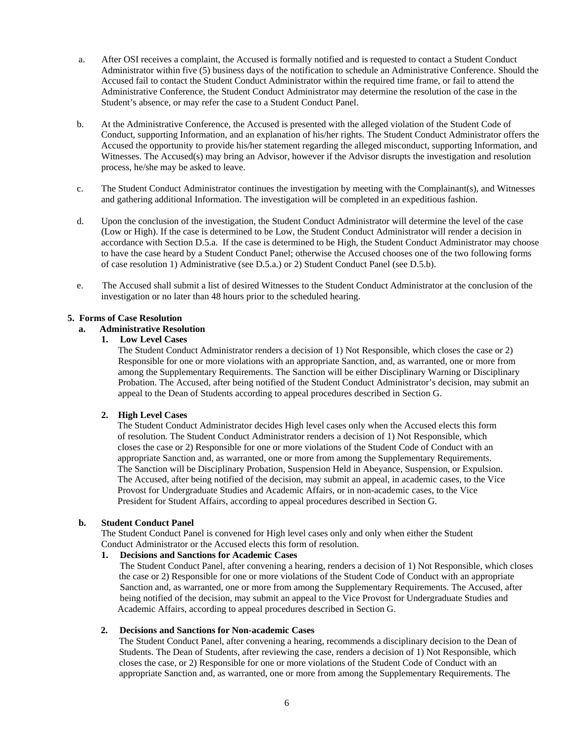a. After OSI receives a complaint, the Accused is formally notified and is requested to contact a Student Conduct Administrator within five (5) business days of the notification to schedule an Administrative Conference. Should the Accused fail to contact the Student Conduct Administrator within the required time frame, or fail to attend the Administrative Conference, the Student Conduct Administrator may determine the resolution of the case in the Student's absence, or may refer the case to a Student Conduct Panel.

b. At the Administrative Conference, the Accused is presented with the alleged violation of the Student Code of Conduct, supporting Information, and an explanation of his/her rights. The Student Conduct Administrator offers the Accused the opportunity to provide his/her statement regarding the alleged misconduct, supporting Information, and Witnesses. The Accused(s) may bring an Advisor, however if the Advisor disrupts the investigation and resolution process, he/she may be asked to leave.

c. The Student Conduct Administrator continues the investigation by meeting with the Complainant(s), and Witnesses and gathering additional Information. The investigation will be completed in an expeditious fashion.

d. Upon the conclusion of the investigation, the Student Conduct Administrator will determine the level of the case (Low or High). If the case is determined to be Low, the Student Conduct Administrator will render a decision in accordance with Section D.5.a. If the case is determined to be High, the Student Conduct Administrator may choose to have the case heard by a Student Conduct Panel; otherwise the Accused chooses one of the two following forms of case resolution 1) Administrative (see D.5.a.) or 2) Student Conduct Panel (see D.5.b).

e. The Accused shall submit a list of desired Witnesses to the Student Conduct Administrator at the conclusion of the investigation or no later than 48 hours prior to the scheduled hearing.

**5. Forms of Case Resolution**

**a. Administrative Resolution**

**1. Low Level Cases**

The Student Conduct Administrator renders a decision of 1) Not Responsible, which closes the case or 2) Responsible for one or more violations with an appropriate Sanction, and, as warranted, one or more from among the Supplementary Requirements. The Sanction will be either Disciplinary Warning or Disciplinary Probation. The Accused, after being notified of the Student Conduct Administrator's decision, may submit an appeal to the Dean of Students according to appeal procedures described in Section G.

**2. High Level Cases**

The Student Conduct Administrator decides High level cases only when the Accused elects this form of resolution. The Student Conduct Administrator renders a decision of 1) Not Responsible, which closes the case or 2) Responsible for one or more violations of the Student Code of Conduct with an appropriate Sanction and, as warranted, one or more from among the Supplementary Requirements. The Sanction will be Disciplinary Probation, Suspension Held in Abeyance, Suspension, or Expulsion. The Accused, after being notified of the decision, may submit an appeal, in academic cases, to the Vice Provost for Undergraduate Studies and Academic Affairs, or in non-academic cases, to the Vice President for Student Affairs, according to appeal procedures described in Section G.

**b. Student Conduct Panel**

The Student Conduct Panel is convened for High level cases only and only when either the Student Conduct Administrator or the Accused elects this form of resolution.

**1. Decisions and Sanctions for Academic Cases**

The Student Conduct Panel, after convening a hearing, renders a decision of 1) Not Responsible, which closes the case or 2) Responsible for one or more violations of the Student Code of Conduct with an appropriate Sanction and, as warranted, one or more from among the Supplementary Requirements. The Accused, after being notified of the decision, may submit an appeal to the Vice Provost for Undergraduate Studies and Academic Affairs, according to appeal procedures described in Section G.

**2. Decisions and Sanctions for Non-academic Cases**

The Student Conduct Panel, after convening a hearing, recommends a disciplinary decision to the Dean of Students. The Dean of Students, after reviewing the case, renders a decision of 1) Not Responsible, which closes the case, or 2) Responsible for one or more violations of the Student Code of Conduct with an appropriate Sanction and, as warranted, one or more from among the Supplementary Requirements. The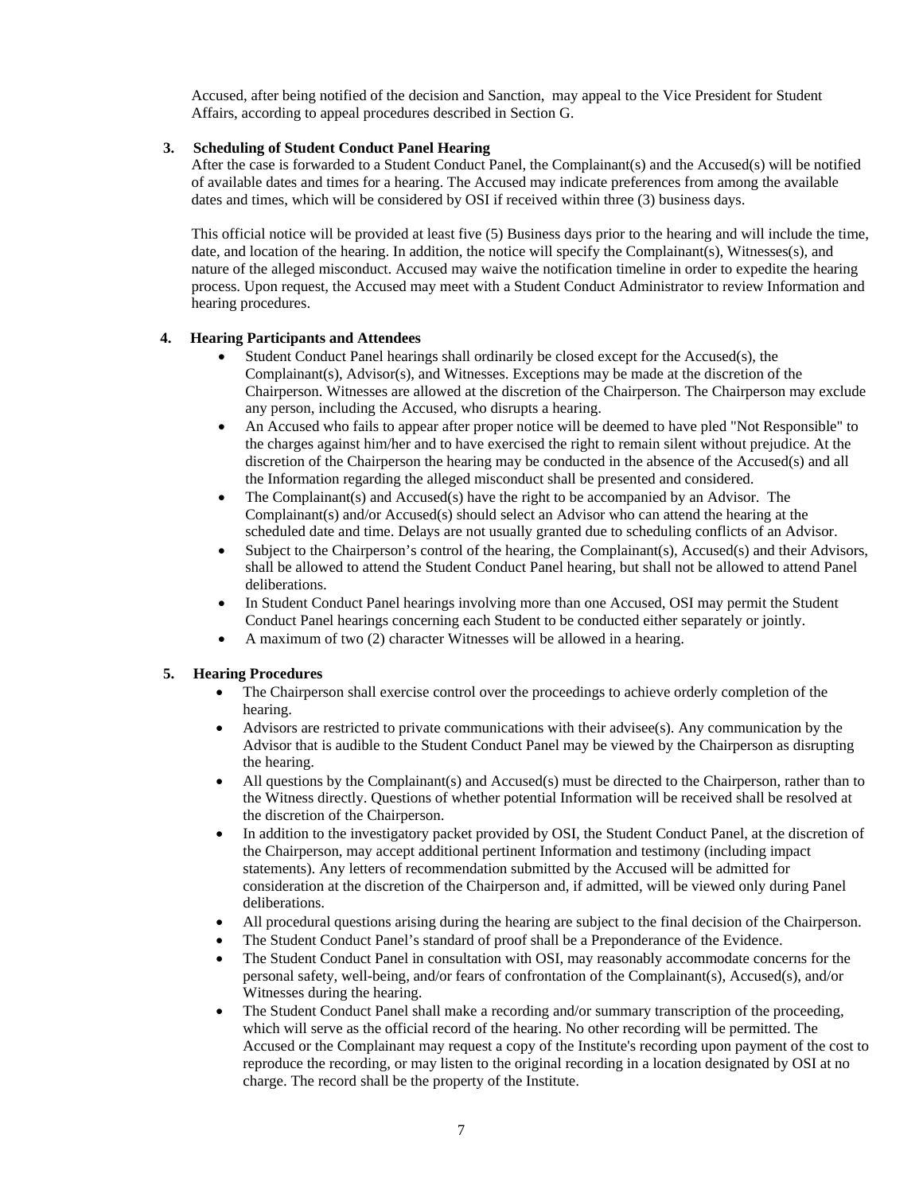Accused, after being notified of the decision and Sanction, may appeal to the Vice President for Student Affairs, according to appeal procedures described in Section G.

**3. Scheduling of Student Conduct Panel Hearing**

After the case is forwarded to a Student Conduct Panel, the Complainant(s) and the Accused(s) will be notified of available dates and times for a hearing. The Accused may indicate preferences from among the available dates and times, which will be considered by OSI if received within three (3) business days.

This official notice will be provided at least five (5) Business days prior to the hearing and will include the time, date, and location of the hearing. In addition, the notice will specify the Complainant(s), Witnesses(s), and nature of the alleged misconduct. Accused may waive the notification timeline in order to expedite the hearing process. Upon request, the Accused may meet with a Student Conduct Administrator to review Information and hearing procedures.

**4. Hearing Participants and Attendees**

- Student Conduct Panel hearings shall ordinarily be closed except for the Accused(s), the Complainant(s), Advisor(s), and Witnesses. Exceptions may be made at the discretion of the Chairperson. Witnesses are allowed at the discretion of the Chairperson. The Chairperson may exclude any person, including the Accused, who disrupts a hearing.
- An Accused who fails to appear after proper notice will be deemed to have pled "Not Responsible" to the charges against him/her and to have exercised the right to remain silent without prejudice. At the discretion of the Chairperson the hearing may be conducted in the absence of the Accused(s) and all the Information regarding the alleged misconduct shall be presented and considered.
- The Complainant(s) and Accused(s) have the right to be accompanied by an Advisor. The Complainant(s) and/or Accused(s) should select an Advisor who can attend the hearing at the scheduled date and time. Delays are not usually granted due to scheduling conflicts of an Advisor.
- Subject to the Chairperson's control of the hearing, the Complainant(s), Accused(s) and their Advisors, shall be allowed to attend the Student Conduct Panel hearing, but shall not be allowed to attend Panel deliberations.
- In Student Conduct Panel hearings involving more than one Accused, OSI may permit the Student Conduct Panel hearings concerning each Student to be conducted either separately or jointly.
- A maximum of two (2) character Witnesses will be allowed in a hearing.

**5. Hearing Procedures**

- The Chairperson shall exercise control over the proceedings to achieve orderly completion of the hearing.
- Advisors are restricted to private communications with their advisee(s). Any communication by the Advisor that is audible to the Student Conduct Panel may be viewed by the Chairperson as disrupting the hearing.
- All questions by the Complainant(s) and Accused(s) must be directed to the Chairperson, rather than to the Witness directly. Questions of whether potential Information will be received shall be resolved at the discretion of the Chairperson.
- In addition to the investigatory packet provided by OSI, the Student Conduct Panel, at the discretion of the Chairperson, may accept additional pertinent Information and testimony (including impact statements). Any letters of recommendation submitted by the Accused will be admitted for consideration at the discretion of the Chairperson and, if admitted, will be viewed only during Panel deliberations.
- All procedural questions arising during the hearing are subject to the final decision of the Chairperson.
- The Student Conduct Panel's standard of proof shall be a Preponderance of the Evidence.
- The Student Conduct Panel in consultation with OSI, may reasonably accommodate concerns for the personal safety, well-being, and/or fears of confrontation of the Complainant(s), Accused(s), and/or Witnesses during the hearing.
- The Student Conduct Panel shall make a recording and/or summary transcription of the proceeding, which will serve as the official record of the hearing. No other recording will be permitted. The Accused or the Complainant may request a copy of the Institute's recording upon payment of the cost to reproduce the recording, or may listen to the original recording in a location designated by OSI at no charge. The record shall be the property of the Institute.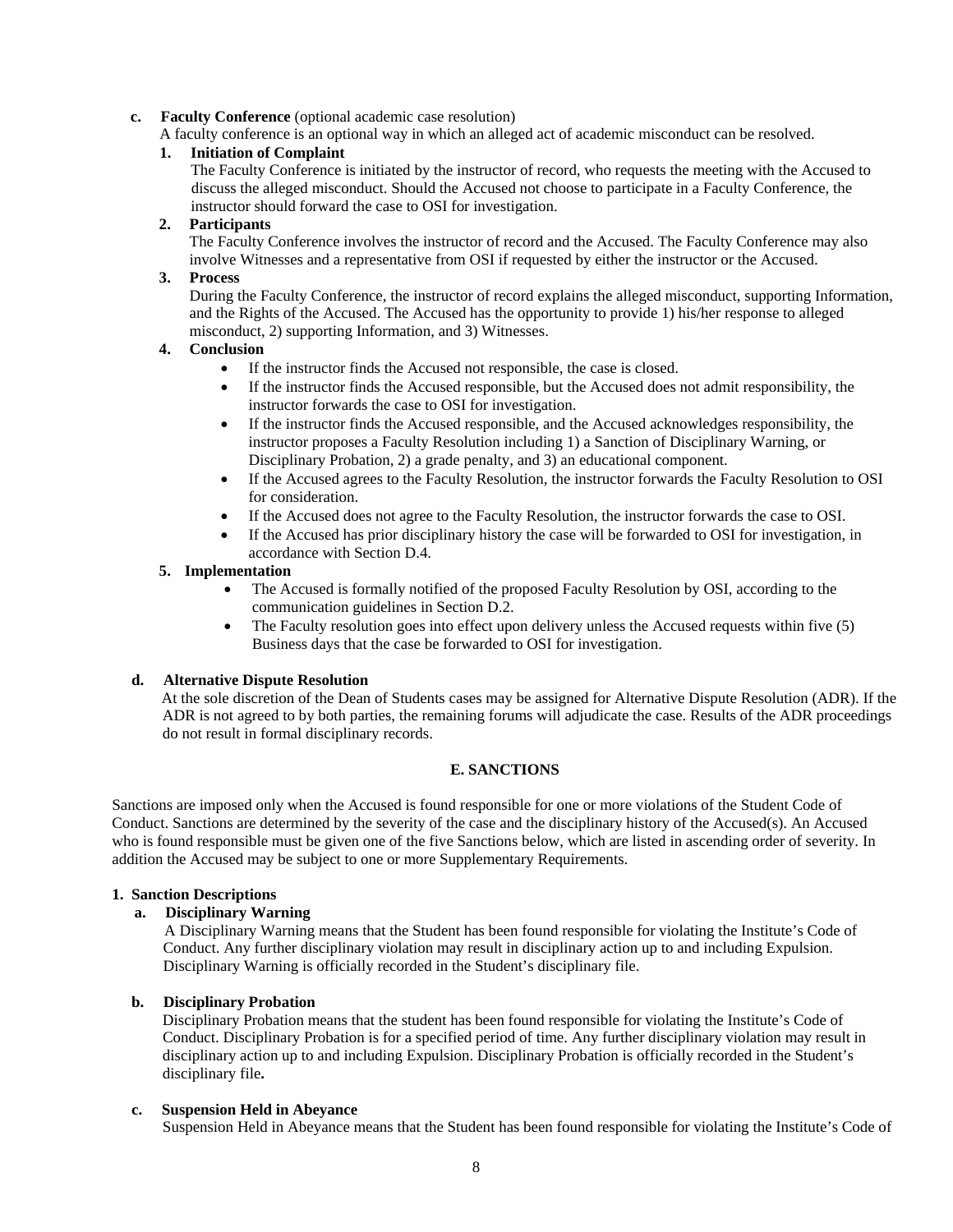**c. Faculty Conference** (optional academic case resolution)

A faculty conference is an optional way in which an alleged act of academic misconduct can be resolved.

**1. Initiation of Complaint**

The Faculty Conference is initiated by the instructor of record, who requests the meeting with the Accused to discuss the alleged misconduct. Should the Accused not choose to participate in a Faculty Conference, the instructor should forward the case to OSI for investigation.

**2. Participants**

The Faculty Conference involves the instructor of record and the Accused. The Faculty Conference may also involve Witnesses and a representative from OSI if requested by either the instructor or the Accused.

**3. Process**

During the Faculty Conference, the instructor of record explains the alleged misconduct, supporting Information, and the Rights of the Accused. The Accused has the opportunity to provide 1) his/her response to alleged misconduct, 2) supporting Information, and 3) Witnesses.

**4. Conclusion**

- If the instructor finds the Accused not responsible, the case is closed.
- If the instructor finds the Accused responsible, but the Accused does not admit responsibility, the instructor forwards the case to OSI for investigation.
- If the instructor finds the Accused responsible, and the Accused acknowledges responsibility, the instructor proposes a Faculty Resolution including 1) a Sanction of Disciplinary Warning, or Disciplinary Probation, 2) a grade penalty, and 3) an educational component.
- If the Accused agrees to the Faculty Resolution, the instructor forwards the Faculty Resolution to OSI for consideration.
- If the Accused does not agree to the Faculty Resolution, the instructor forwards the case to OSI.
- If the Accused has prior disciplinary history the case will be forwarded to OSI for investigation, in accordance with Section D.4.

**5. Implementation**

- The Accused is formally notified of the proposed Faculty Resolution by OSI, according to the communication guidelines in Section D.2.
- The Faculty resolution goes into effect upon delivery unless the Accused requests within five (5) Business days that the case be forwarded to OSI for investigation.

**d. Alternative Dispute Resolution**

At the sole discretion of the Dean of Students cases may be assigned for Alternative Dispute Resolution (ADR). If the ADR is not agreed to by both parties, the remaining forums will adjudicate the case. Results of the ADR proceedings do not result in formal disciplinary records.

## E. SANCTIONS

Sanctions are imposed only when the Accused is found responsible for one or more violations of the Student Code of Conduct. Sanctions are determined by the severity of the case and the disciplinary history of the Accused(s). An Accused who is found responsible must be given one of the five Sanctions below, which are listed in ascending order of severity. In addition the Accused may be subject to one or more Supplementary Requirements.

### 1. Sanction Descriptions

**a. Disciplinary Warning**

A Disciplinary Warning means that the Student has been found responsible for violating the Institute's Code of Conduct. Any further disciplinary violation may result in disciplinary action up to and including Expulsion. Disciplinary Warning is officially recorded in the Student's disciplinary file.

**b. Disciplinary Probation**

Disciplinary Probation means that the student has been found responsible for violating the Institute's Code of Conduct. Disciplinary Probation is for a specified period of time. Any further disciplinary violation may result in disciplinary action up to and including Expulsion. Disciplinary Probation is officially recorded in the Student's disciplinary file**.**

**c. Suspension Held in Abeyance**

Suspension Held in Abeyance means that the Student has been found responsible for violating the Institute's Code of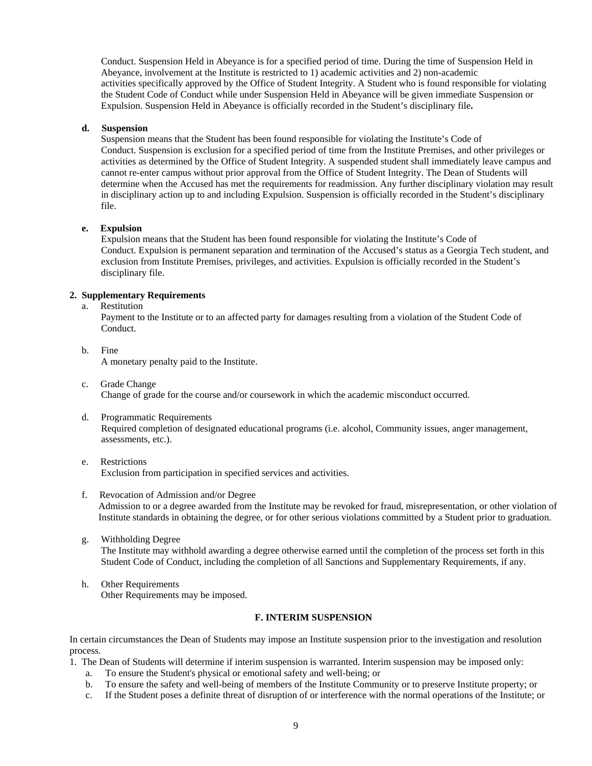Conduct. Suspension Held in Abeyance is for a specified period of time. During the time of Suspension Held in Abeyance, involvement at the Institute is restricted to 1) academic activities and 2) non-academic activities specifically approved by the Office of Student Integrity. A Student who is found responsible for violating the Student Code of Conduct while under Suspension Held in Abeyance will be given immediate Suspension or Expulsion. Suspension Held in Abeyance is officially recorded in the Student's disciplinary file**.**

**d. Suspension**

Suspension means that the Student has been found responsible for violating the Institute's Code of Conduct. Suspension is exclusion for a specified period of time from the Institute Premises, and other privileges or activities as determined by the Office of Student Integrity. A suspended student shall immediately leave campus and cannot re-enter campus without prior approval from the Office of Student Integrity. The Dean of Students will determine when the Accused has met the requirements for readmission. Any further disciplinary violation may result in disciplinary action up to and including Expulsion. Suspension is officially recorded in the Student's disciplinary file.

**e. Expulsion**

Expulsion means that the Student has been found responsible for violating the Institute's Code of Conduct. Expulsion is permanent separation and termination of the Accused's status as a Georgia Tech student, and exclusion from Institute Premises, privileges, and activities. Expulsion is officially recorded in the Student's disciplinary file.

**2. Supplementary Requirements**

a. Restitution

Payment to the Institute or to an affected party for damages resulting from a violation of the Student Code of Conduct.

b. Fine

A monetary penalty paid to the Institute.

c. Grade Change

Change of grade for the course and/or coursework in which the academic misconduct occurred.

d. Programmatic Requirements

Required completion of designated educational programs (i.e. alcohol, Community issues, anger management, assessments, etc.).

e. Restrictions

Exclusion from participation in specified services and activities.

f. Revocation of Admission and/or Degree

Admission to or a degree awarded from the Institute may be revoked for fraud, misrepresentation, or other violation of Institute standards in obtaining the degree, or for other serious violations committed by a Student prior to graduation.

g. Withholding Degree

The Institute may withhold awarding a degree otherwise earned until the completion of the process set forth in this Student Code of Conduct, including the completion of all Sanctions and Supplementary Requirements, if any.

h. Other Requirements

Other Requirements may be imposed.

## F. INTERIM SUSPENSION

In certain circumstances the Dean of Students may impose an Institute suspension prior to the investigation and resolution process.

1. The Dean of Students will determine if interim suspension is warranted. Interim suspension may be imposed only:
   a. To ensure the Student's physical or emotional safety and well-being; or
   b. To ensure the safety and well-being of members of the Institute Community or to preserve Institute property; or
   c. If the Student poses a definite threat of disruption of or interference with the normal operations of the Institute; or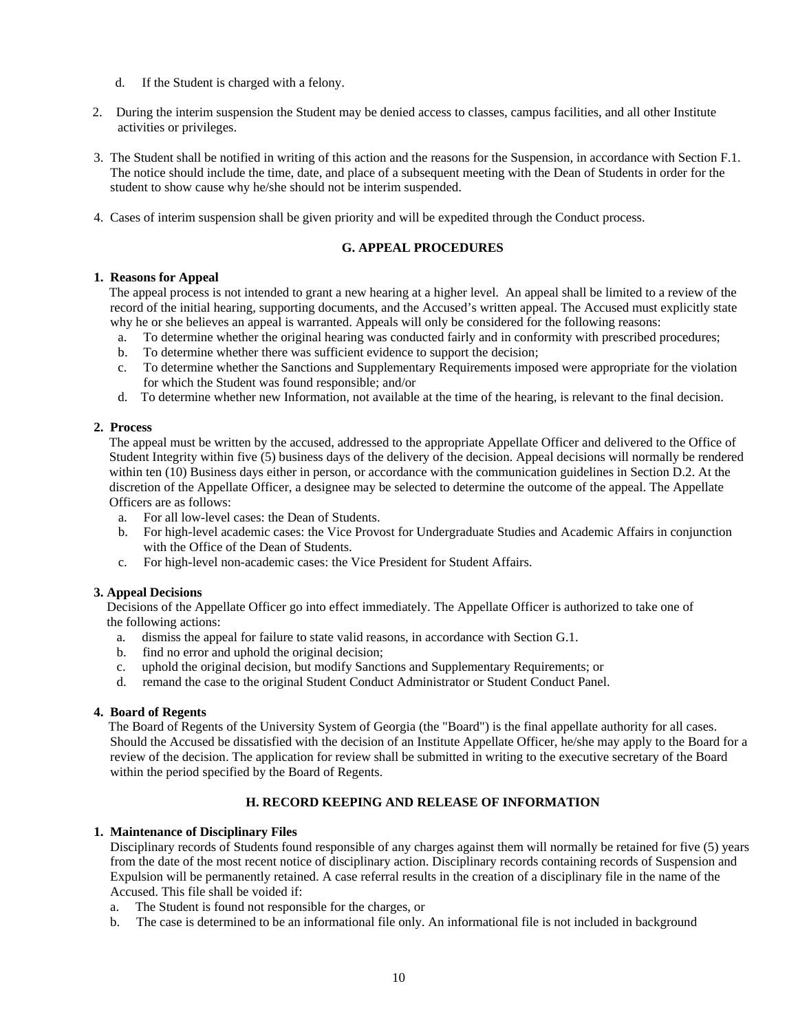d. If the Student is charged with a felony.

2. During the interim suspension the Student may be denied access to classes, campus facilities, and all other Institute activities or privileges.

3. The Student shall be notified in writing of this action and the reasons for the Suspension, in accordance with Section F.1. The notice should include the time, date, and place of a subsequent meeting with the Dean of Students in order for the student to show cause why he/she should not be interim suspended.

4. Cases of interim suspension shall be given priority and will be expedited through the Conduct process.

## G. APPEAL PROCEDURES

**1. Reasons for Appeal**

The appeal process is not intended to grant a new hearing at a higher level. An appeal shall be limited to a review of the record of the initial hearing, supporting documents, and the Accused's written appeal. The Accused must explicitly state why he or she believes an appeal is warranted. Appeals will only be considered for the following reasons:

a. To determine whether the original hearing was conducted fairly and in conformity with prescribed procedures;
b. To determine whether there was sufficient evidence to support the decision;
c. To determine whether the Sanctions and Supplementary Requirements imposed were appropriate for the violation for which the Student was found responsible; and/or
d. To determine whether new Information, not available at the time of the hearing, is relevant to the final decision.

**2. Process**

The appeal must be written by the accused, addressed to the appropriate Appellate Officer and delivered to the Office of Student Integrity within five (5) business days of the delivery of the decision. Appeal decisions will normally be rendered within ten (10) Business days either in person, or accordance with the communication guidelines in Section D.2. At the discretion of the Appellate Officer, a designee may be selected to determine the outcome of the appeal. The Appellate Officers are as follows:

a. For all low-level cases: the Dean of Students.
b. For high-level academic cases: the Vice Provost for Undergraduate Studies and Academic Affairs in conjunction with the Office of the Dean of Students.
c. For high-level non-academic cases: the Vice President for Student Affairs.

**3. Appeal Decisions**

Decisions of the Appellate Officer go into effect immediately. The Appellate Officer is authorized to take one of the following actions:

a. dismiss the appeal for failure to state valid reasons, in accordance with Section G.1.
b. find no error and uphold the original decision;
c. uphold the original decision, but modify Sanctions and Supplementary Requirements; or
d. remand the case to the original Student Conduct Administrator or Student Conduct Panel.

**4. Board of Regents**

The Board of Regents of the University System of Georgia (the "Board") is the final appellate authority for all cases. Should the Accused be dissatisfied with the decision of an Institute Appellate Officer, he/she may apply to the Board for a review of the decision. The application for review shall be submitted in writing to the executive secretary of the Board within the period specified by the Board of Regents.

## H. RECORD KEEPING AND RELEASE OF INFORMATION

**1. Maintenance of Disciplinary Files**

Disciplinary records of Students found responsible of any charges against them will normally be retained for five (5) years from the date of the most recent notice of disciplinary action. Disciplinary records containing records of Suspension and Expulsion will be permanently retained. A case referral results in the creation of a disciplinary file in the name of the Accused. This file shall be voided if:

a. The Student is found not responsible for the charges, or
b. The case is determined to be an informational file only. An informational file is not included in background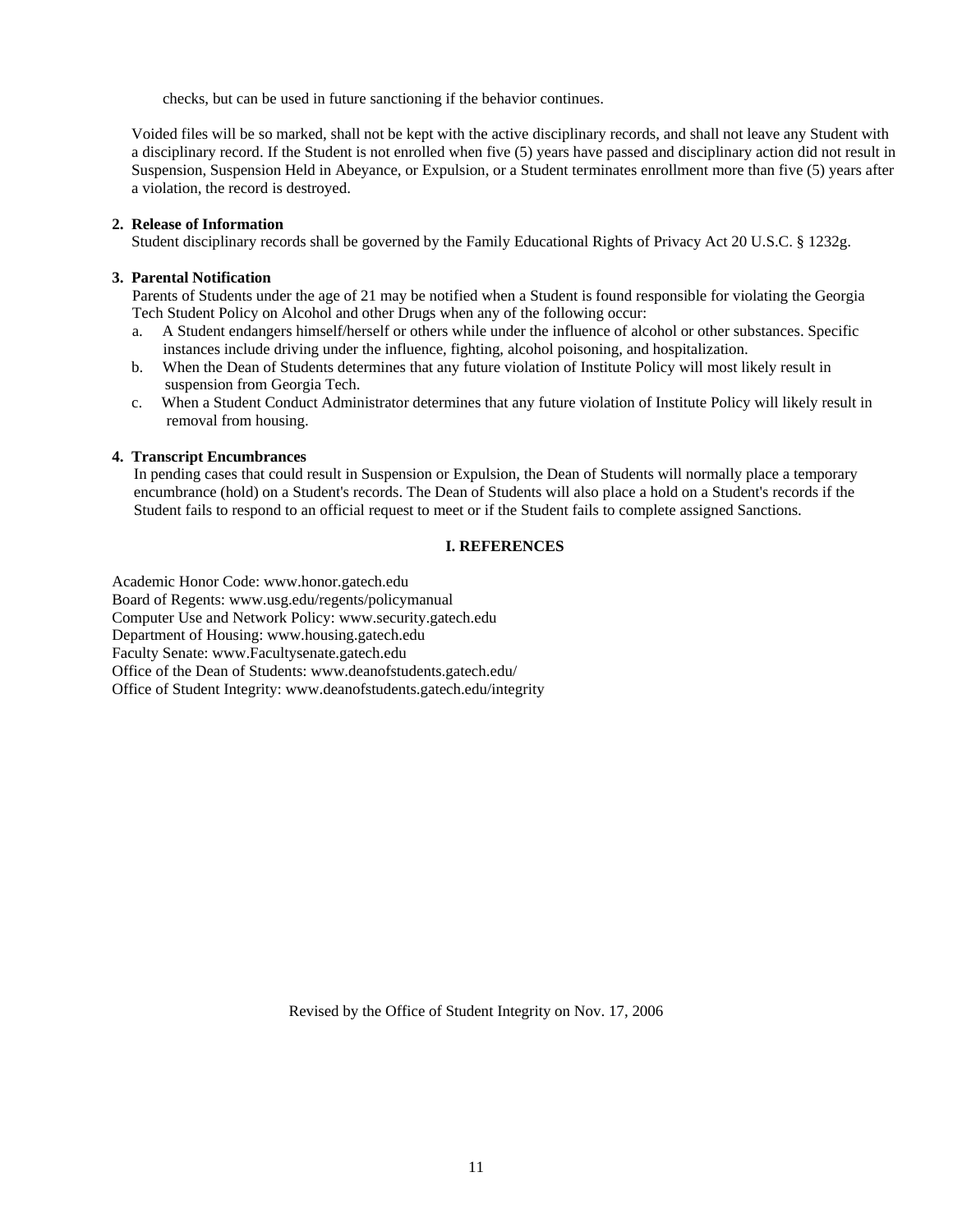checks, but can be used in future sanctioning if the behavior continues.

Voided files will be so marked, shall not be kept with the active disciplinary records, and shall not leave any Student with a disciplinary record. If the Student is not enrolled when five (5) years have passed and disciplinary action did not result in Suspension, Suspension Held in Abeyance, or Expulsion, or a Student terminates enrollment more than five (5) years after a violation, the record is destroyed.

**2. Release of Information**

Student disciplinary records shall be governed by the Family Educational Rights of Privacy Act 20 U.S.C. § 1232g.

**3. Parental Notification**

Parents of Students under the age of 21 may be notified when a Student is found responsible for violating the Georgia Tech Student Policy on Alcohol and other Drugs when any of the following occur:

a. A Student endangers himself/herself or others while under the influence of alcohol or other substances. Specific instances include driving under the influence, fighting, alcohol poisoning, and hospitalization.
b. When the Dean of Students determines that any future violation of Institute Policy will most likely result in suspension from Georgia Tech.
c. When a Student Conduct Administrator determines that any future violation of Institute Policy will likely result in removal from housing.

**4. Transcript Encumbrances**

In pending cases that could result in Suspension or Expulsion, the Dean of Students will normally place a temporary encumbrance (hold) on a Student's records. The Dean of Students will also place a hold on a Student's records if the Student fails to respond to an official request to meet or if the Student fails to complete assigned Sanctions.

## I. REFERENCES

Academic Honor Code: www.honor.gatech.edu
Board of Regents: www.usg.edu/regents/policymanual
Computer Use and Network Policy: www.security.gatech.edu
Department of Housing: www.housing.gatech.edu
Faculty Senate: www.Facultysenate.gatech.edu
Office of the Dean of Students: www.deanofstudents.gatech.edu/
Office of Student Integrity: www.deanofstudents.gatech.edu/integrity

Revised by the Office of Student Integrity on Nov. 17, 2006